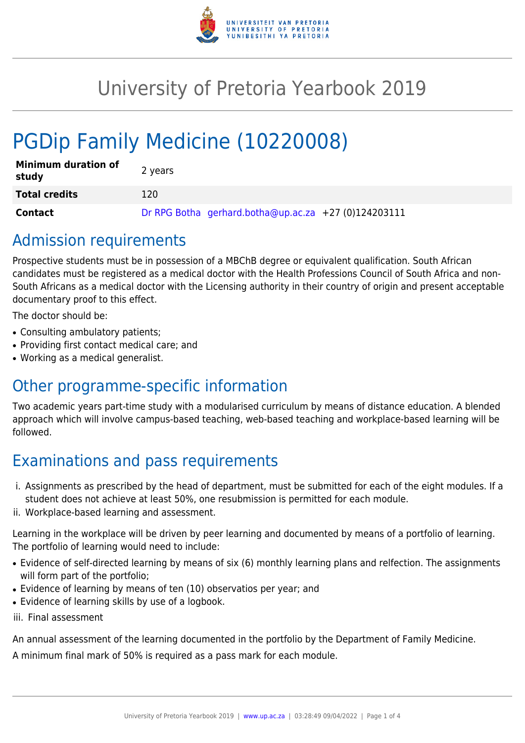# University of Pretoria Yearbook 2019

# PGDip Family Medicine (10220008)

| | |
|---|---|
| **Minimum duration of study** | 2 years |
| **Total credits** | 120 |
| **Contact** | Dr RPG Botha gerhard.botha@up.ac.za +27 (0)124203111 |

## Admission requirements

Prospective students must be in possession of a MBChB degree or equivalent qualification. South African candidates must be registered as a medical doctor with the Health Professions Council of South Africa and non-South Africans as a medical doctor with the Licensing authority in their country of origin and present acceptable documentary proof to this effect.

The doctor should be:

- Consulting ambulatory patients;
- Providing first contact medical care; and
- Working as a medical generalist.

## Other programme-specific information

Two academic years part-time study with a modularised curriculum by means of distance education. A blended approach which will involve campus-based teaching, web-based teaching and workplace-based learning will be followed.

## Examinations and pass requirements

i. Assignments as prescribed by the head of department, must be submitted for each of the eight modules. If a student does not achieve at least 50%, one resubmission is permitted for each module.
ii. Workplace-based learning and assessment.

Learning in the workplace will be driven by peer learning and documented by means of a portfolio of learning. The portfolio of learning would need to include:

- Evidence of self-directed learning by means of six (6) monthly learning plans and relfection. The assignments will form part of the portfolio;
- Evidence of learning by means of ten (10) observatios per year; and
- Evidence of learning skills by use of a logbook.

iii. Final assessment

An annual assessment of the learning documented in the portfolio by the Department of Family Medicine.

A minimum final mark of 50% is required as a pass mark for each module.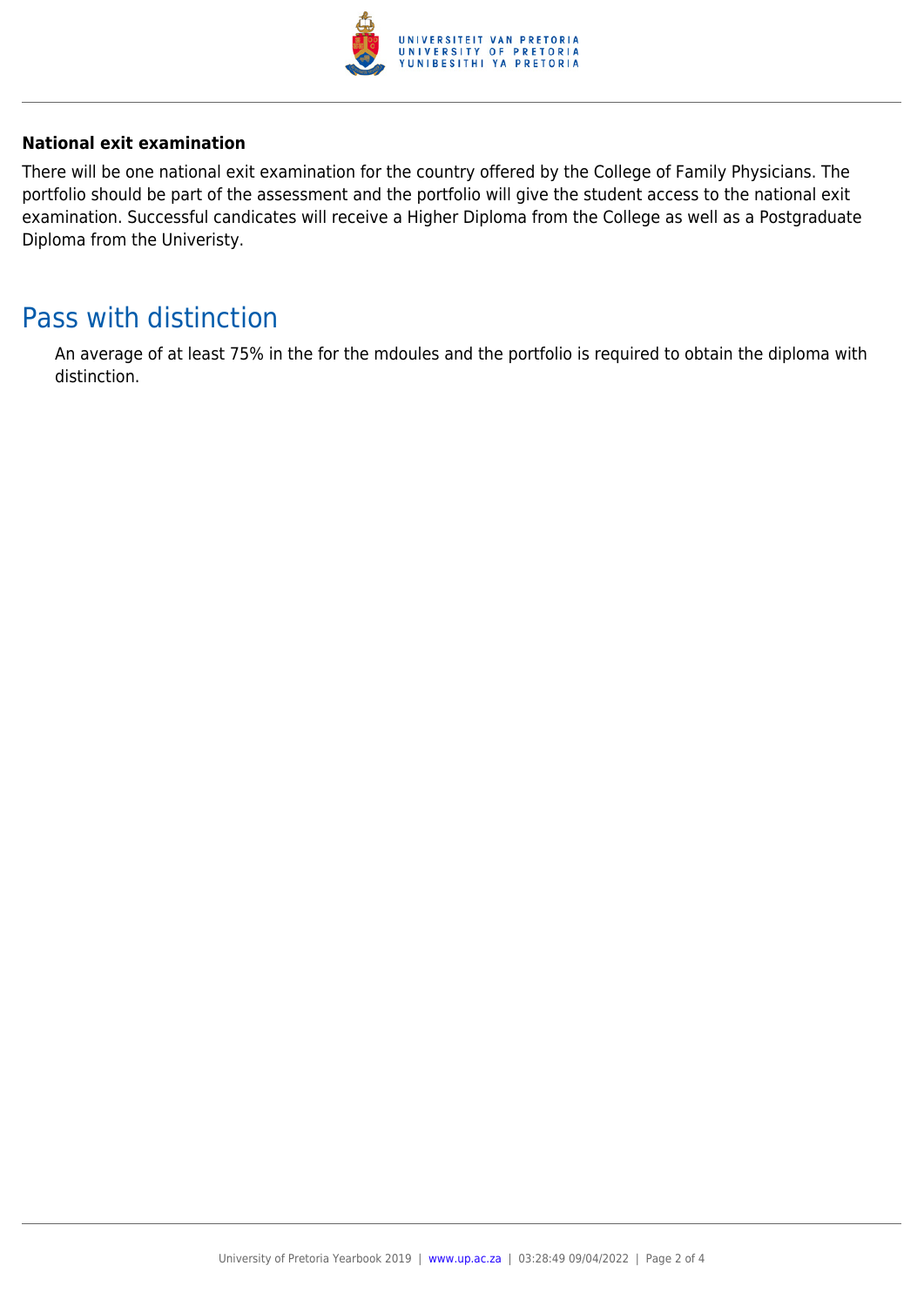**National exit examination**

There will be one national exit examination for the country offered by the College of Family Physicians. The portfolio should be part of the assessment and the portfolio will give the student access to the national exit examination. Successful candicates will receive a Higher Diploma from the College as well as a Postgraduate Diploma from the Univeristy.

## Pass with distinction

An average of at least 75% in the for the mdoules and the portfolio is required to obtain the diploma with distinction.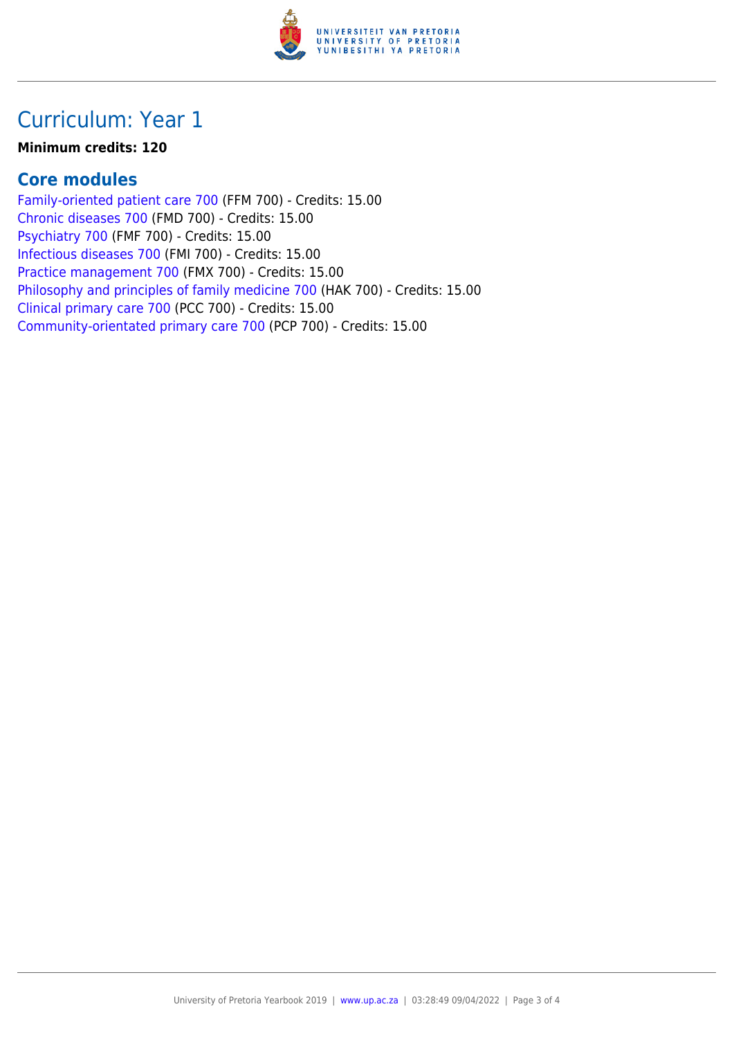# Curriculum: Year 1

**Minimum credits: 120**

## Core modules

Family-oriented patient care 700 (FFM 700) - Credits: 15.00
Chronic diseases 700 (FMD 700) - Credits: 15.00
Psychiatry 700 (FMF 700) - Credits: 15.00
Infectious diseases 700 (FMI 700) - Credits: 15.00
Practice management 700 (FMX 700) - Credits: 15.00
Philosophy and principles of family medicine 700 (HAK 700) - Credits: 15.00
Clinical primary care 700 (PCC 700) - Credits: 15.00
Community-orientated primary care 700 (PCP 700) - Credits: 15.00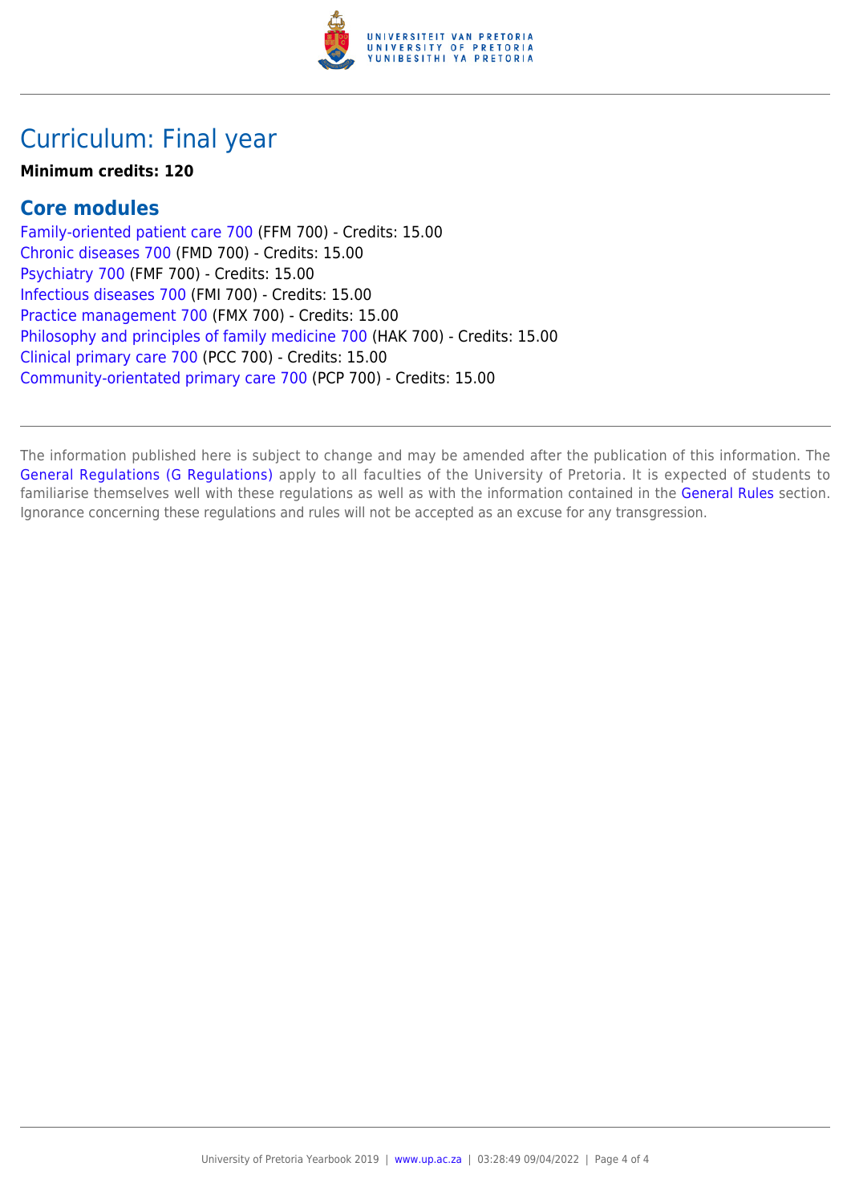# Curriculum: Final year

**Minimum credits: 120**

## Core modules

Family-oriented patient care 700 (FFM 700) - Credits: 15.00
Chronic diseases 700 (FMD 700) - Credits: 15.00
Psychiatry 700 (FMF 700) - Credits: 15.00
Infectious diseases 700 (FMI 700) - Credits: 15.00
Practice management 700 (FMX 700) - Credits: 15.00
Philosophy and principles of family medicine 700 (HAK 700) - Credits: 15.00
Clinical primary care 700 (PCC 700) - Credits: 15.00
Community-orientated primary care 700 (PCP 700) - Credits: 15.00

The information published here is subject to change and may be amended after the publication of this information. The General Regulations (G Regulations) apply to all faculties of the University of Pretoria. It is expected of students to familiarise themselves well with these regulations as well as with the information contained in the General Rules section. Ignorance concerning these regulations and rules will not be accepted as an excuse for any transgression.